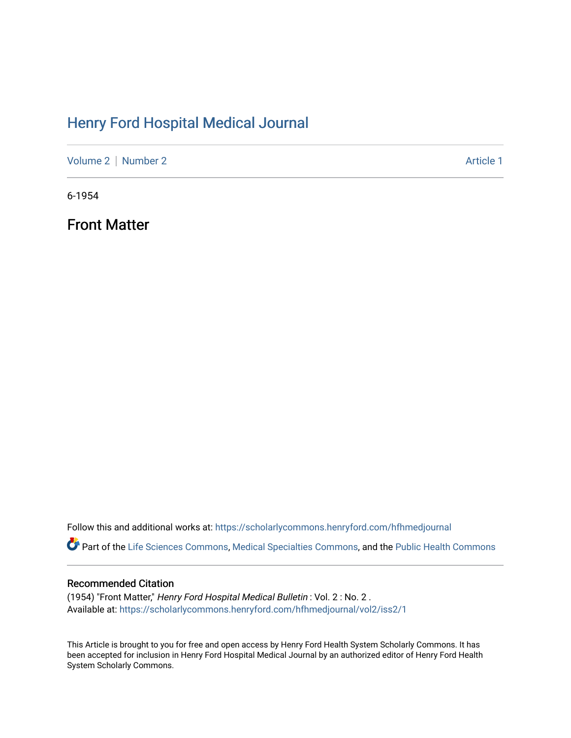# Henry Ford Hospital Medical Journal

Volume 2 | Number 2 Article 1

6-1954

## Front Matter

Follow this and additional works at: https://scholarlycommons.henryford.com/hfhmedjournal

Part of the Life Sciences Commons, Medical Specialties Commons, and the Public Health Commons

### Recommended Citation

(1954) "Front Matter," *Henry Ford Hospital Medical Bulletin* : Vol. 2 : No. 2 .
Available at: https://scholarlycommons.henryford.com/hfhmedjournal/vol2/iss2/1

This Article is brought to you for free and open access by Henry Ford Health System Scholarly Commons. It has been accepted for inclusion in Henry Ford Hospital Medical Journal by an authorized editor of Henry Ford Health System Scholarly Commons.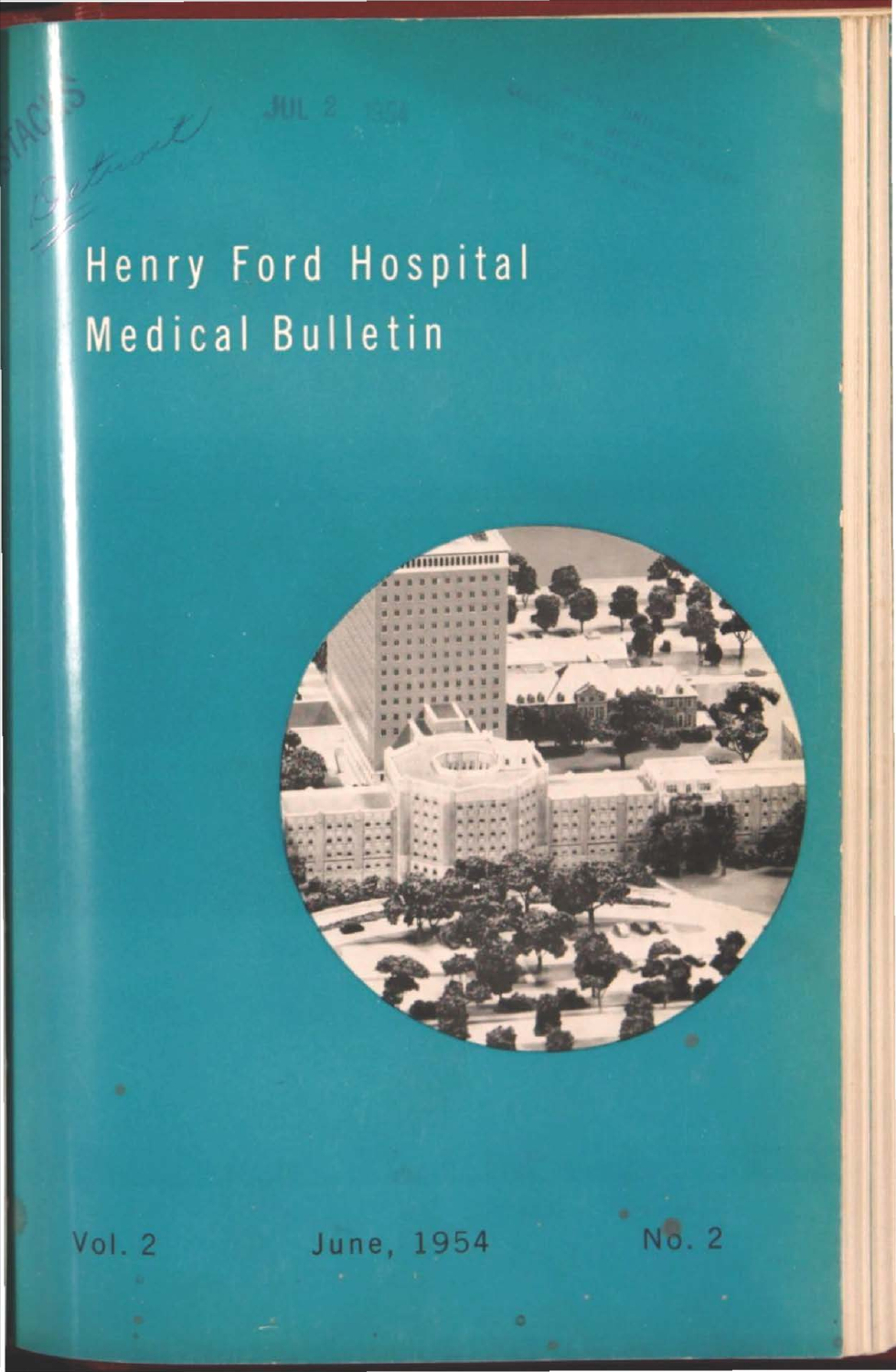# Henry Ford Hospital Medical Bulletin

Vol. 2 June, 1954 No. 2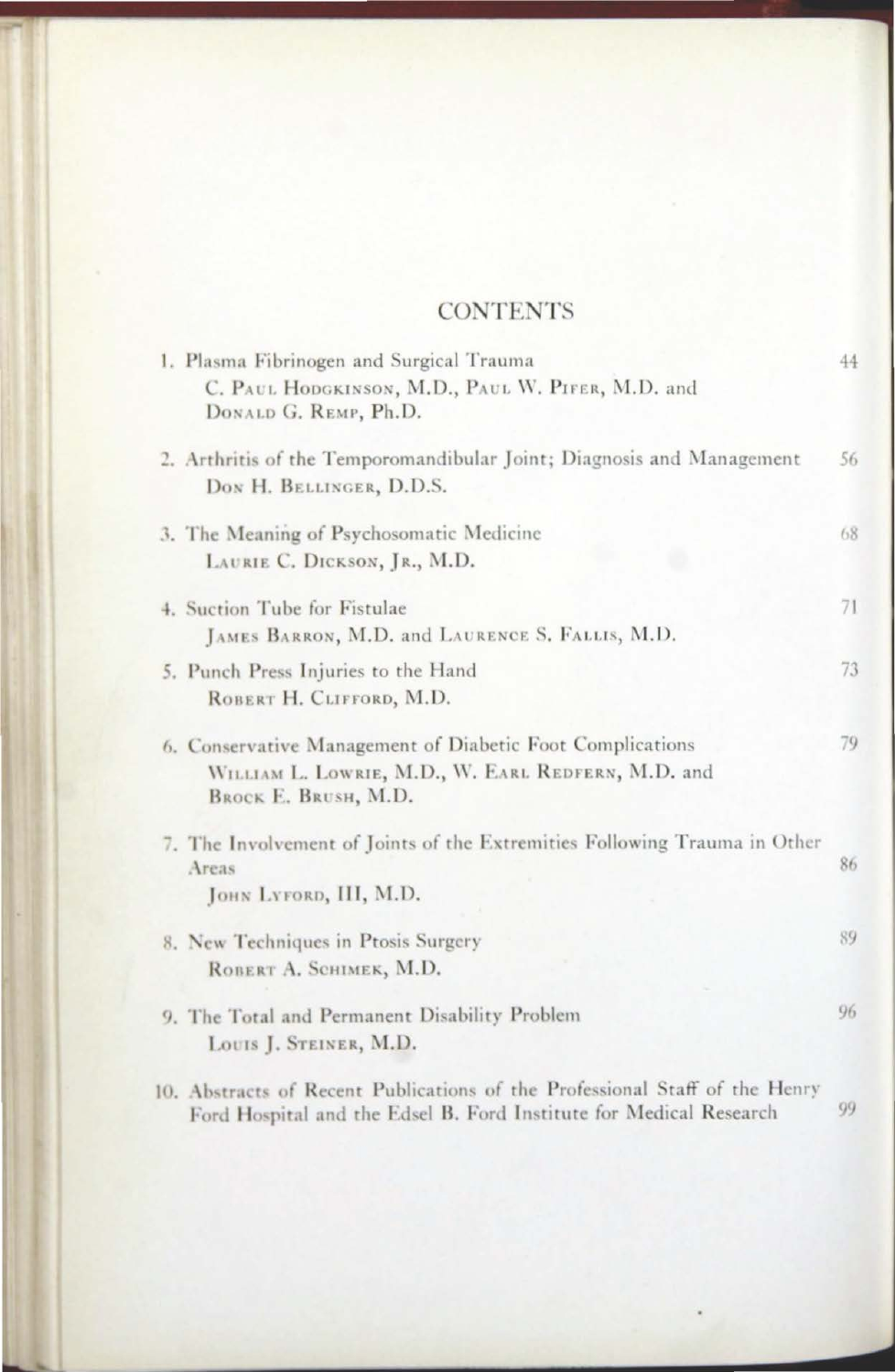# CONTENTS

1. Plasma Fibrinogen and Surgical Trauma — 44
   C. Paul Hodgkinson, M.D., Paul W. Pifer, M.D. and Donald G. Remp, Ph.D.

2. Arthritis of the Temporomandibular Joint; Diagnosis and Management — 56
   Don H. Bellinger, D.D.S.

3. The Meaning of Psychosomatic Medicine — 68
   Laurie C. Dickson, Jr., M.D.

4. Suction Tube for Fistulae — 71
   James Barron, M.D. and Laurence S. Fallis, M.D.

5. Punch Press Injuries to the Hand — 73
   Robert H. Clifford, M.D.

6. Conservative Management of Diabetic Foot Complications — 79
   William L. Lowrie, M.D., W. Earl Redfern, M.D. and Brock E. Brush, M.D.

7. The Involvement of Joints of the Extremities Following Trauma in Other Areas — 86
   John Lyford, III, M.D.

8. New Techniques in Ptosis Surgery — 89
   Robert A. Schimek, M.D.

9. The Total and Permanent Disability Problem — 96
   Louis J. Steiner, M.D.

10. Abstracts of Recent Publications of the Professional Staff of the Henry Ford Hospital and the Edsel B. Ford Institute for Medical Research — 99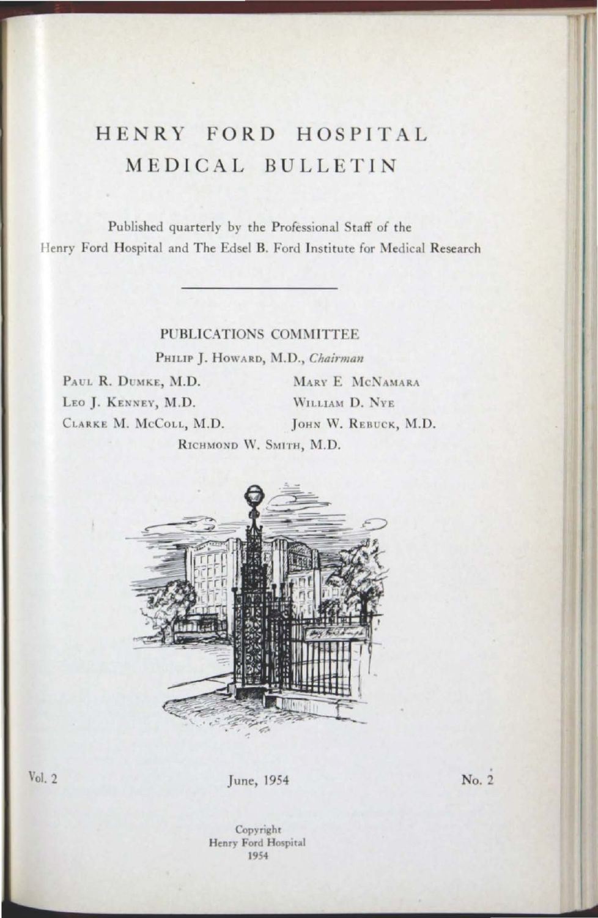# HENRY FORD HOSPITAL MEDICAL BULLETIN

Published quarterly by the Professional Staff of the Henry Ford Hospital and The Edsel B. Ford Institute for Medical Research

---

## PUBLICATIONS COMMITTEE

Philip J. Howard, M.D., *Chairman*

Paul R. Dumke, M.D.

Mary E. McNamara

Leo J. Kenney, M.D.

William D. Nye

Clarke M. McColl, M.D.

John W. Rebuck, M.D.

Richmond W. Smith, M.D.

Vol. 2 June, 1954 No. 2

Copyright
Henry Ford Hospital
1954